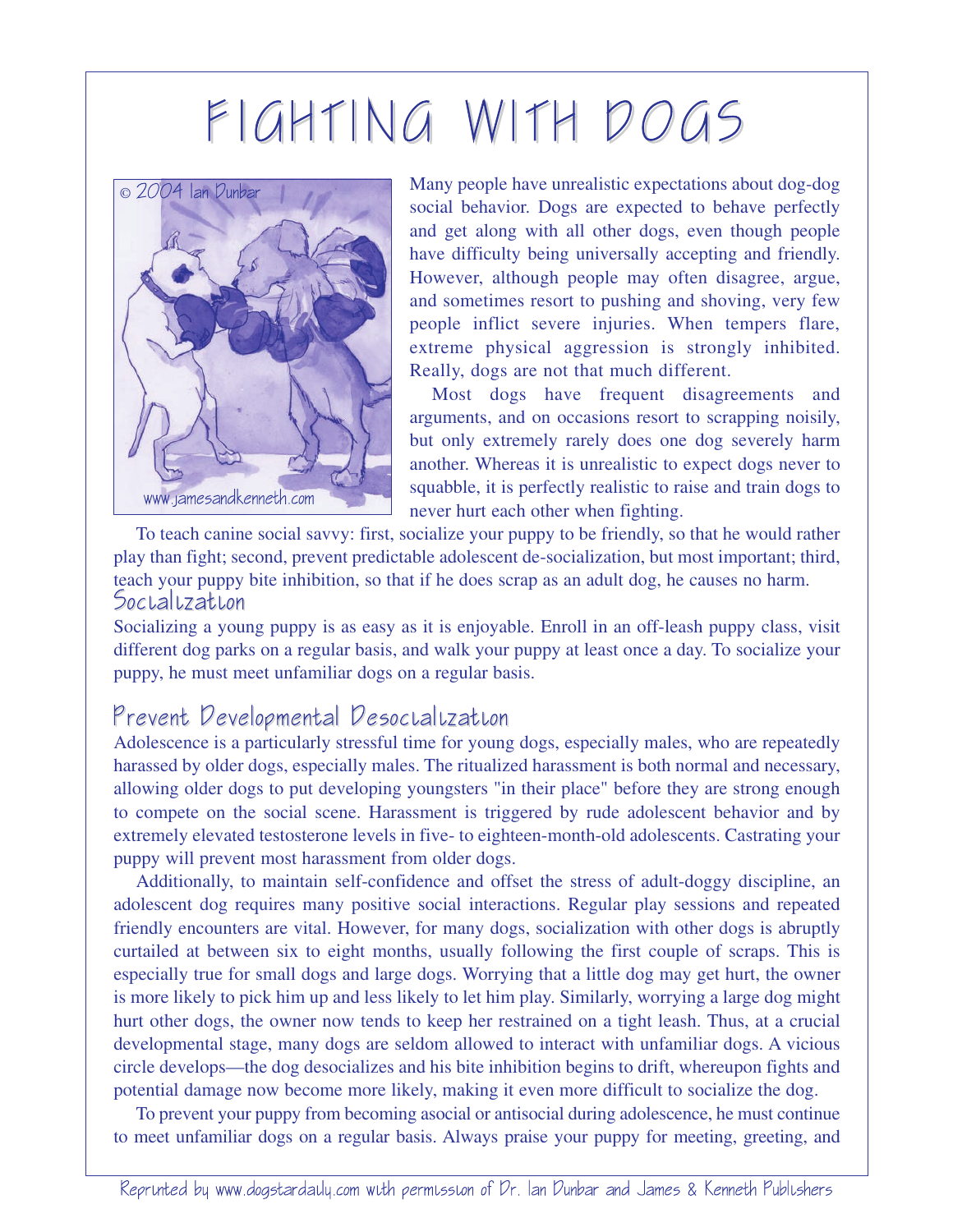# FIGHTING WITH DOGS

Many people have unrealistic expectations about dog-dog social behavior. Dogs are expected to behave perfectly and get along with all other dogs, even though people have difficulty being universally accepting and friendly. However, although people may often disagree, argue, and sometimes resort to pushing and shoving, very few people inflict severe injuries. When tempers flare, extreme physical aggression is strongly inhibited. Really, dogs are not that much different.

Most dogs have frequent disagreements and arguments, and on occasions resort to scrapping noisily, but only extremely rarely does one dog severely harm another. Whereas it is unrealistic to expect dogs never to squabble, it is perfectly realistic to raise and train dogs to never hurt each other when fighting.

To teach canine social savvy: first, socialize your puppy to be friendly, so that he would rather play than fight; second, prevent predictable adolescent de-socialization, but most important; third, teach your puppy bite inhibition, so that if he does scrap as an adult dog, he causes no harm.

## Socialization

Socializing a young puppy is as easy as it is enjoyable. Enroll in an off-leash puppy class, visit different dog parks on a regular basis, and walk your puppy at least once a day. To socialize your puppy, he must meet unfamiliar dogs on a regular basis.

## Prevent Developmental Desocialization

Adolescence is a particularly stressful time for young dogs, especially males, who are repeatedly harassed by older dogs, especially males. The ritualized harassment is both normal and necessary, allowing older dogs to put developing youngsters "in their place" before they are strong enough to compete on the social scene. Harassment is triggered by rude adolescent behavior and by extremely elevated testosterone levels in five- to eighteen-month-old adolescents. Castrating your puppy will prevent most harassment from older dogs.

Additionally, to maintain self-confidence and offset the stress of adult-doggy discipline, an adolescent dog requires many positive social interactions. Regular play sessions and repeated friendly encounters are vital. However, for many dogs, socialization with other dogs is abruptly curtailed at between six to eight months, usually following the first couple of scraps. This is especially true for small dogs and large dogs. Worrying that a little dog may get hurt, the owner is more likely to pick him up and less likely to let him play. Similarly, worrying a large dog might hurt other dogs, the owner now tends to keep her restrained on a tight leash. Thus, at a crucial developmental stage, many dogs are seldom allowed to interact with unfamiliar dogs. A vicious circle develops—the dog desocializes and his bite inhibition begins to drift, whereupon fights and potential damage now become more likely, making it even more difficult to socialize the dog.

To prevent your puppy from becoming asocial or antisocial during adolescence, he must continue to meet unfamiliar dogs on a regular basis. Always praise your puppy for meeting, greeting, and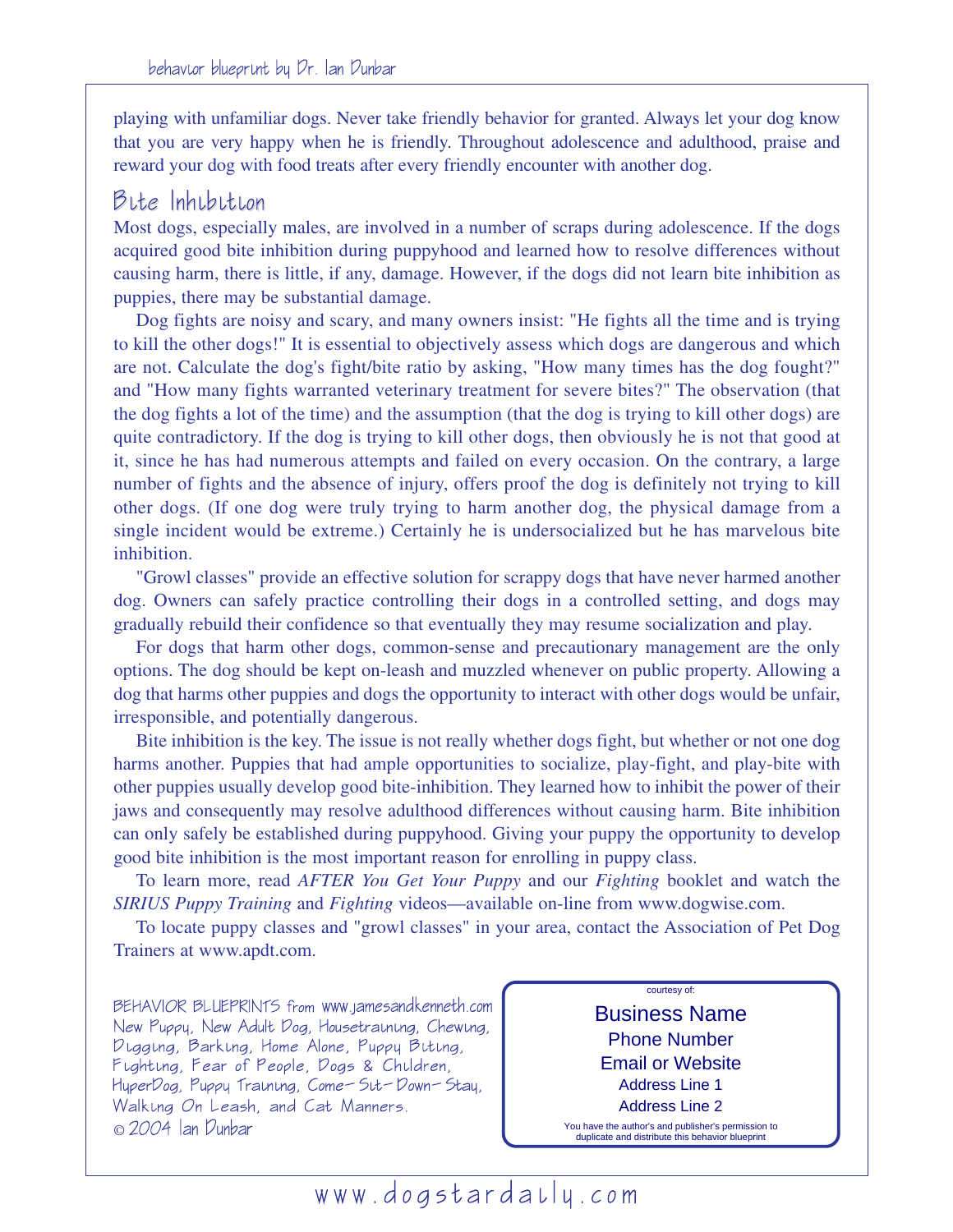playing with unfamiliar dogs. Never take friendly behavior for granted. Always let your dog know that you are very happy when he is friendly. Throughout adolescence and adulthood, praise and reward your dog with food treats after every friendly encounter with another dog.

## Bite Inhibition

Most dogs, especially males, are involved in a number of scraps during adolescence. If the dogs acquired good bite inhibition during puppyhood and learned how to resolve differences without causing harm, there is little, if any, damage. However, if the dogs did not learn bite inhibition as puppies, there may be substantial damage.

Dog fights are noisy and scary, and many owners insist: "He fights all the time and is trying to kill the other dogs!" It is essential to objectively assess which dogs are dangerous and which are not. Calculate the dog's fight/bite ratio by asking, "How many times has the dog fought?" and "How many fights warranted veterinary treatment for severe bites?" The observation (that the dog fights a lot of the time) and the assumption (that the dog is trying to kill other dogs) are quite contradictory. If the dog is trying to kill other dogs, then obviously he is not that good at it, since he has had numerous attempts and failed on every occasion. On the contrary, a large number of fights and the absence of injury, offers proof the dog is definitely not trying to kill other dogs. (If one dog were truly trying to harm another dog, the physical damage from a single incident would be extreme.) Certainly he is undersocialized but he has marvelous bite inhibition.

"Growl classes" provide an effective solution for scrappy dogs that have never harmed another dog. Owners can safely practice controlling their dogs in a controlled setting, and dogs may gradually rebuild their confidence so that eventually they may resume socialization and play.

For dogs that harm other dogs, common-sense and precautionary management are the only options. The dog should be kept on-leash and muzzled whenever on public property. Allowing a dog that harms other puppies and dogs the opportunity to interact with other dogs would be unfair, irresponsible, and potentially dangerous.

Bite inhibition is the key. The issue is not really whether dogs fight, but whether or not one dog harms another. Puppies that had ample opportunities to socialize, play-fight, and play-bite with other puppies usually develop good bite-inhibition. They learned how to inhibit the power of their jaws and consequently may resolve adulthood differences without causing harm. Bite inhibition can only safely be established during puppyhood. Giving your puppy the opportunity to develop good bite inhibition is the most important reason for enrolling in puppy class.

To learn more, read *AFTER You Get Your Puppy* and our *Fighting* booklet and watch the *SIRIUS Puppy Training* and *Fighting* videos—available on-line from www.dogwise.com.

To locate puppy classes and "growl classes" in your area, contact the Association of Pet Dog Trainers at www.apdt.com.

BEHAVIOR BLUEPRINTS from www.jamesandkenneth.com
New Puppy, New Adult Dog, Housetraining, Chewing, Digging, Barking, Home Alone, Puppy Biting, Fighting, Fear of People, Dogs & Children, HyperDog, Puppy Training, Come-Sit-Down-Stay, Walking On Leash, and Cat Manners.
© 2004 Ian Dunbar

courtesy of:

Business Name
Phone Number
Email or Website
Address Line 1
Address Line 2

You have the author's and publisher's permission to duplicate and distribute this behavior blueprint